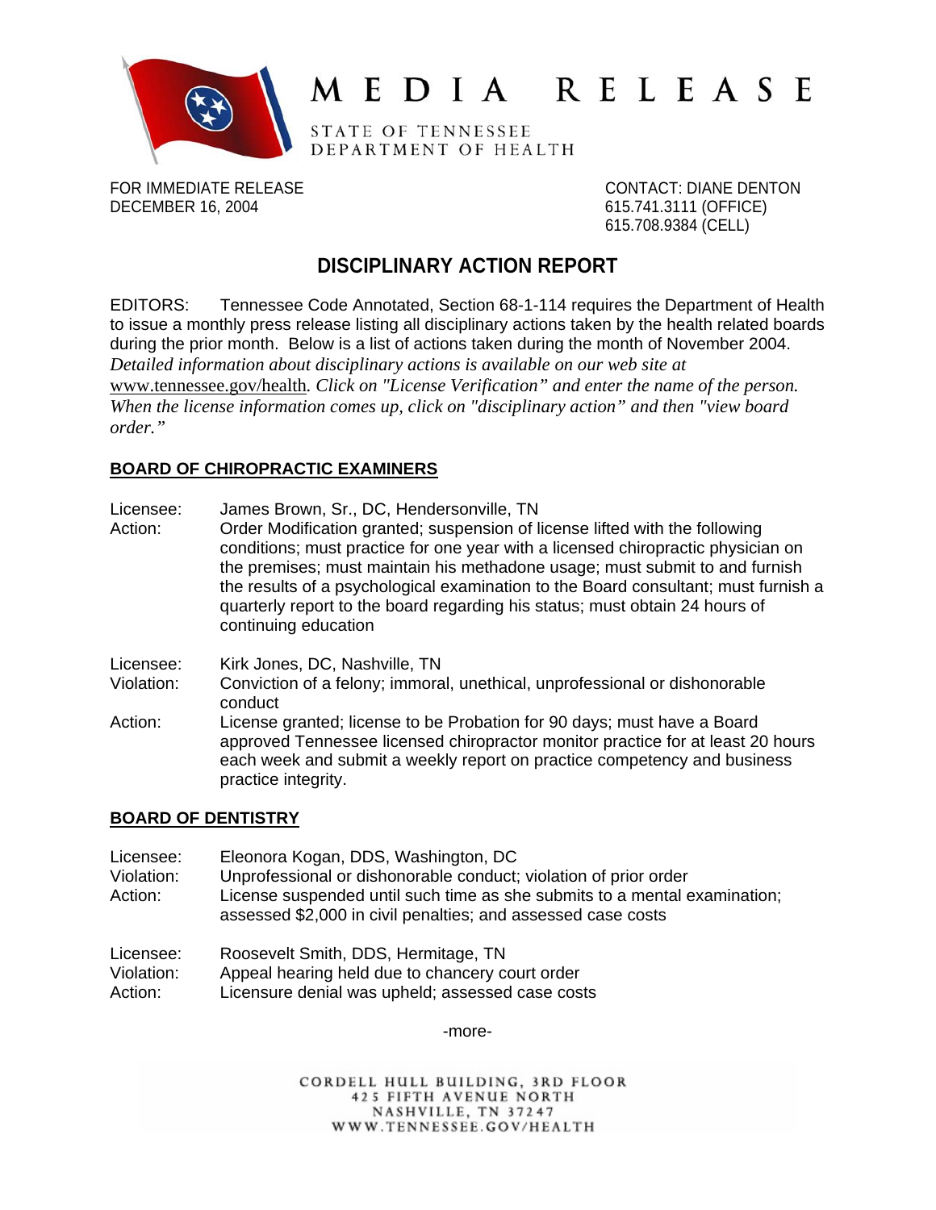# MEDIA RELEASE

STATE OF TENNESSEE
DEPARTMENT OF HEALTH

FOR IMMEDIATE RELEASE
DECEMBER 16, 2004

CONTACT: DIANE DENTON
615.741.3111 (OFFICE)
615.708.9384 (CELL)

## DISCIPLINARY ACTION REPORT

EDITORS: Tennessee Code Annotated, Section 68-1-114 requires the Department of Health to issue a monthly press release listing all disciplinary actions taken by the health related boards during the prior month. Below is a list of actions taken during the month of November 2004. *Detailed information about disciplinary actions is available on our web site at www.tennessee.gov/health. Click on "License Verification" and enter the name of the person. When the license information comes up, click on "disciplinary action" and then "view board order."*

### BOARD OF CHIROPRACTIC EXAMINERS

Licensee: James Brown, Sr., DC, Hendersonville, TN
Action: Order Modification granted; suspension of license lifted with the following conditions; must practice for one year with a licensed chiropractic physician on the premises; must maintain his methadone usage; must submit to and furnish the results of a psychological examination to the Board consultant; must furnish a quarterly report to the board regarding his status; must obtain 24 hours of continuing education

Licensee: Kirk Jones, DC, Nashville, TN
Violation: Conviction of a felony; immoral, unethical, unprofessional or dishonorable conduct
Action: License granted; license to be Probation for 90 days; must have a Board approved Tennessee licensed chiropractor monitor practice for at least 20 hours each week and submit a weekly report on practice competency and business practice integrity.

### BOARD OF DENTISTRY

Licensee: Eleonora Kogan, DDS, Washington, DC
Violation: Unprofessional or dishonorable conduct; violation of prior order
Action: License suspended until such time as she submits to a mental examination; assessed $2,000 in civil penalties; and assessed case costs

Licensee: Roosevelt Smith, DDS, Hermitage, TN
Violation: Appeal hearing held due to chancery court order
Action: Licensure denial was upheld; assessed case costs

-more-

CORDELL HULL BUILDING, 3RD FLOOR
425 FIFTH AVENUE NORTH
NASHVILLE, TN 37247
WWW.TENNESSEE.GOV/HEALTH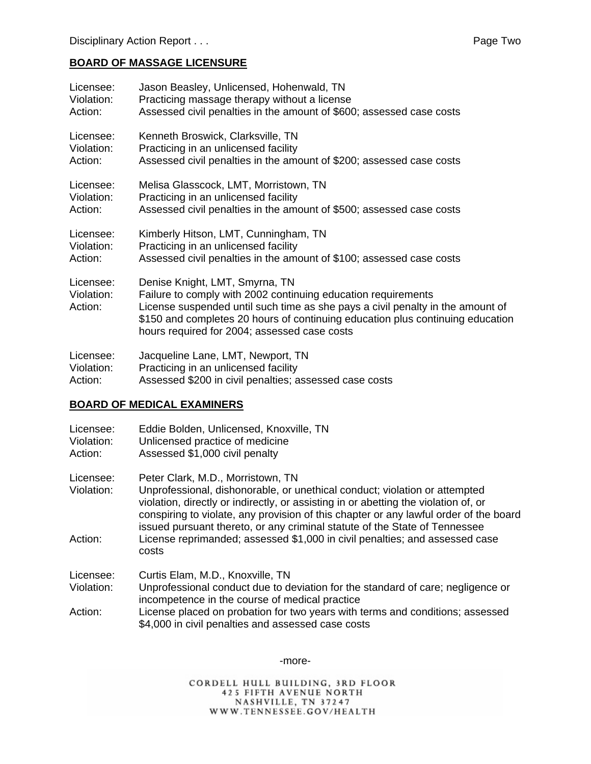## BOARD OF MASSAGE LICENSURE

Licensee: Jason Beasley, Unlicensed, Hohenwald, TN
Violation: Practicing massage therapy without a license
Action: Assessed civil penalties in the amount of $600; assessed case costs

Licensee: Kenneth Broswick, Clarksville, TN
Violation: Practicing in an unlicensed facility
Action: Assessed civil penalties in the amount of $200; assessed case costs

Licensee: Melisa Glasscock, LMT, Morristown, TN
Violation: Practicing in an unlicensed facility
Action: Assessed civil penalties in the amount of $500; assessed case costs

Licensee: Kimberly Hitson, LMT, Cunningham, TN
Violation: Practicing in an unlicensed facility
Action: Assessed civil penalties in the amount of $100; assessed case costs

Licensee: Denise Knight, LMT, Smyrna, TN
Violation: Failure to comply with 2002 continuing education requirements
Action: License suspended until such time as she pays a civil penalty in the amount of $150 and completes 20 hours of continuing education plus continuing education hours required for 2004; assessed case costs

Licensee: Jacqueline Lane, LMT, Newport, TN
Violation: Practicing in an unlicensed facility
Action: Assessed $200 in civil penalties; assessed case costs

## BOARD OF MEDICAL EXAMINERS

Licensee: Eddie Bolden, Unlicensed, Knoxville, TN
Violation: Unlicensed practice of medicine
Action: Assessed $1,000 civil penalty

Licensee: Peter Clark, M.D., Morristown, TN
Violation: Unprofessional, dishonorable, or unethical conduct; violation or attempted violation, directly or indirectly, or assisting in or abetting the violation of, or conspiring to violate, any provision of this chapter or any lawful order of the board issued pursuant thereto, or any criminal statute of the State of Tennessee
Action: License reprimanded; assessed $1,000 in civil penalties; and assessed case costs

Licensee: Curtis Elam, M.D., Knoxville, TN
Violation: Unprofessional conduct due to deviation for the standard of care; negligence or incompetence in the course of medical practice
Action: License placed on probation for two years with terms and conditions; assessed $4,000 in civil penalties and assessed case costs

-more-

CORDELL HULL BUILDING, 3RD FLOOR
425 FIFTH AVENUE NORTH
NASHVILLE, TN 37247
WWW.TENNESSEE.GOV/HEALTH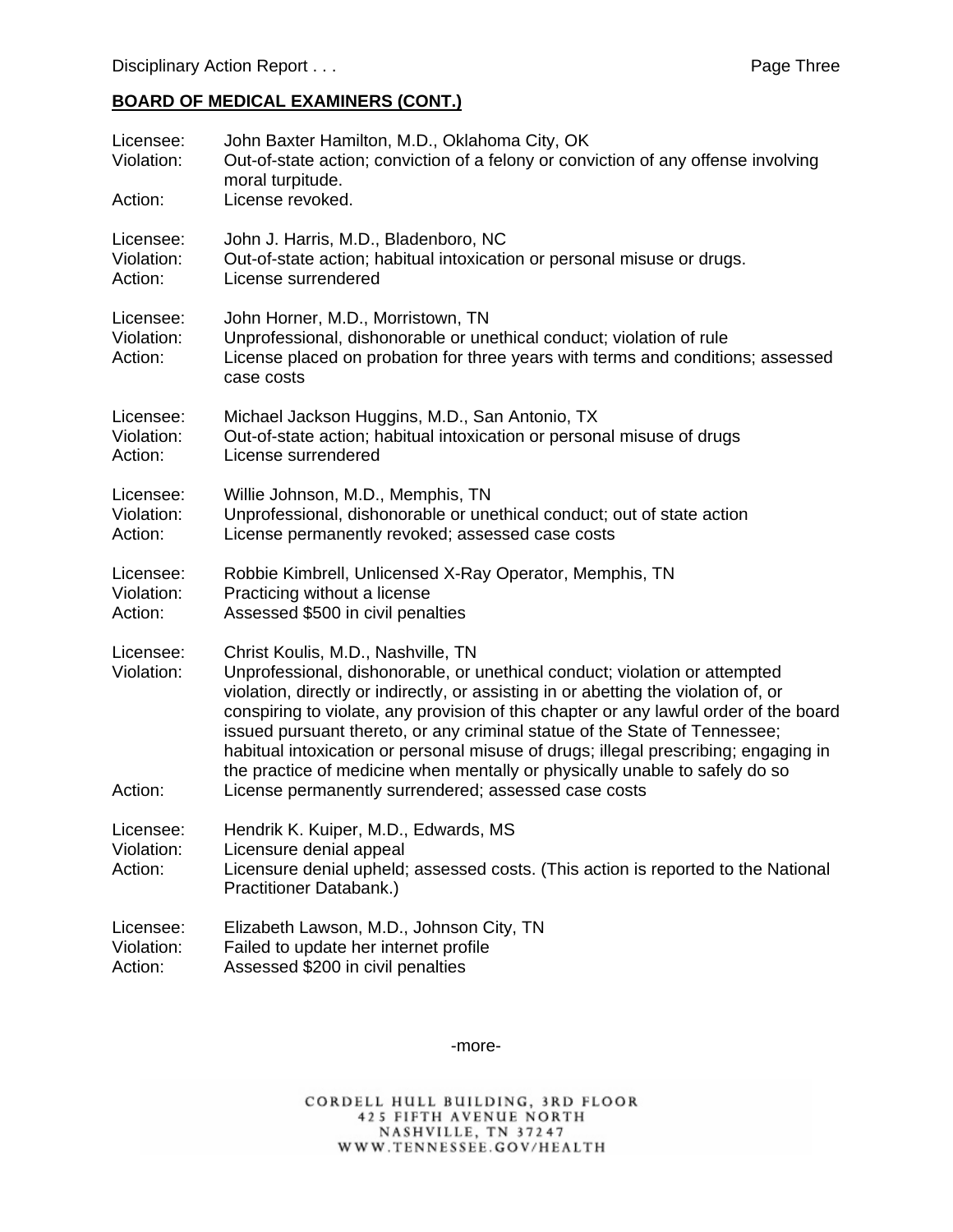## BOARD OF MEDICAL EXAMINERS (CONT.)

Licensee: John Baxter Hamilton, M.D., Oklahoma City, OK
Violation: Out-of-state action; conviction of a felony or conviction of any offense involving moral turpitude.
Action: License revoked.

Licensee: John J. Harris, M.D., Bladenboro, NC
Violation: Out-of-state action; habitual intoxication or personal misuse or drugs.
Action: License surrendered

Licensee: John Horner, M.D., Morristown, TN
Violation: Unprofessional, dishonorable or unethical conduct; violation of rule
Action: License placed on probation for three years with terms and conditions; assessed case costs

Licensee: Michael Jackson Huggins, M.D., San Antonio, TX
Violation: Out-of-state action; habitual intoxication or personal misuse of drugs
Action: License surrendered

Licensee: Willie Johnson, M.D., Memphis, TN
Violation: Unprofessional, dishonorable or unethical conduct; out of state action
Action: License permanently revoked; assessed case costs

Licensee: Robbie Kimbrell, Unlicensed X-Ray Operator, Memphis, TN
Violation: Practicing without a license
Action: Assessed $500 in civil penalties

Licensee: Christ Koulis, M.D., Nashville, TN
Violation: Unprofessional, dishonorable, or unethical conduct; violation or attempted violation, directly or indirectly, or assisting in or abetting the violation of, or conspiring to violate, any provision of this chapter or any lawful order of the board issued pursuant thereto, or any criminal statue of the State of Tennessee; habitual intoxication or personal misuse of drugs; illegal prescribing; engaging in the practice of medicine when mentally or physically unable to safely do so
Action: License permanently surrendered; assessed case costs

Licensee: Hendrik K. Kuiper, M.D., Edwards, MS
Violation: Licensure denial appeal
Action: Licensure denial upheld; assessed costs. (This action is reported to the National Practitioner Databank.)

Licensee: Elizabeth Lawson, M.D., Johnson City, TN
Violation: Failed to update her internet profile
Action: Assessed $200 in civil penalties

-more-

CORDELL HULL BUILDING, 3RD FLOOR
425 FIFTH AVENUE NORTH
NASHVILLE, TN 37247
WWW.TENNESSEE.GOV/HEALTH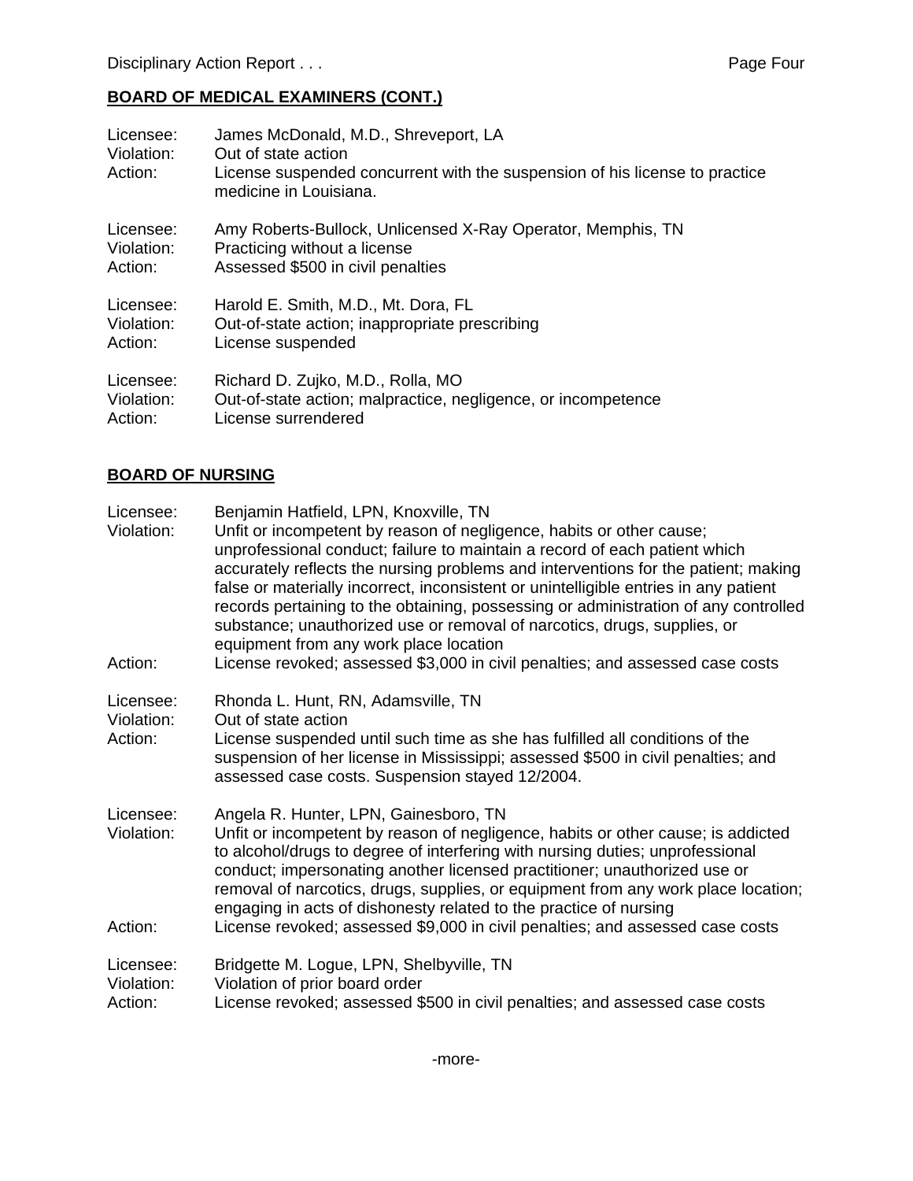## BOARD OF MEDICAL EXAMINERS (CONT.)

Licensee: James McDonald, M.D., Shreveport, LA
Violation: Out of state action
Action: License suspended concurrent with the suspension of his license to practice medicine in Louisiana.

Licensee: Amy Roberts-Bullock, Unlicensed X-Ray Operator, Memphis, TN
Violation: Practicing without a license
Action: Assessed $500 in civil penalties

Licensee: Harold E. Smith, M.D., Mt. Dora, FL
Violation: Out-of-state action; inappropriate prescribing
Action: License suspended

Licensee: Richard D. Zujko, M.D., Rolla, MO
Violation: Out-of-state action; malpractice, negligence, or incompetence
Action: License surrendered

## BOARD OF NURSING

Licensee: Benjamin Hatfield, LPN, Knoxville, TN
Violation: Unfit or incompetent by reason of negligence, habits or other cause; unprofessional conduct; failure to maintain a record of each patient which accurately reflects the nursing problems and interventions for the patient; making false or materially incorrect, inconsistent or unintelligible entries in any patient records pertaining to the obtaining, possessing or administration of any controlled substance; unauthorized use or removal of narcotics, drugs, supplies, or equipment from any work place location
Action: License revoked; assessed $3,000 in civil penalties; and assessed case costs

Licensee: Rhonda L. Hunt, RN, Adamsville, TN
Violation: Out of state action
Action: License suspended until such time as she has fulfilled all conditions of the suspension of her license in Mississippi; assessed $500 in civil penalties; and assessed case costs. Suspension stayed 12/2004.

Licensee: Angela R. Hunter, LPN, Gainesboro, TN
Violation: Unfit or incompetent by reason of negligence, habits or other cause; is addicted to alcohol/drugs to degree of interfering with nursing duties; unprofessional conduct; impersonating another licensed practitioner; unauthorized use or removal of narcotics, drugs, supplies, or equipment from any work place location; engaging in acts of dishonesty related to the practice of nursing
Action: License revoked; assessed $9,000 in civil penalties; and assessed case costs

Licensee: Bridgette M. Logue, LPN, Shelbyville, TN
Violation: Violation of prior board order
Action: License revoked; assessed $500 in civil penalties; and assessed case costs

-more-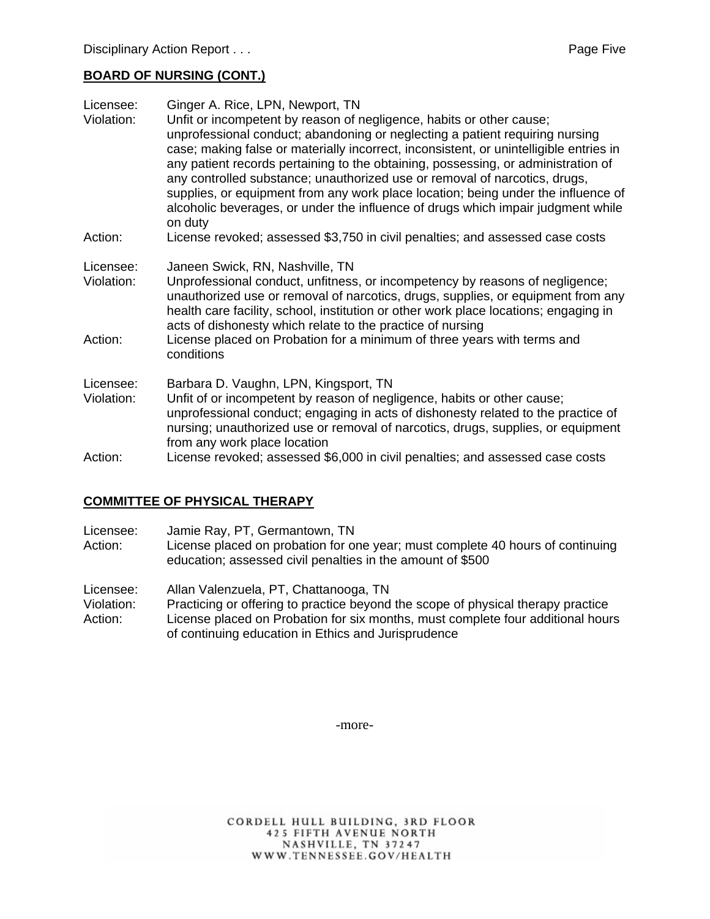## BOARD OF NURSING (CONT.)

Licensee: Ginger A. Rice, LPN, Newport, TN
Violation: Unfit or incompetent by reason of negligence, habits or other cause; unprofessional conduct; abandoning or neglecting a patient requiring nursing case; making false or materially incorrect, inconsistent, or unintelligible entries in any patient records pertaining to the obtaining, possessing, or administration of any controlled substance; unauthorized use or removal of narcotics, drugs, supplies, or equipment from any work place location; being under the influence of alcoholic beverages, or under the influence of drugs which impair judgment while on duty
Action: License revoked; assessed $3,750 in civil penalties; and assessed case costs

Licensee: Janeen Swick, RN, Nashville, TN
Violation: Unprofessional conduct, unfitness, or incompetency by reasons of negligence; unauthorized use or removal of narcotics, drugs, supplies, or equipment from any health care facility, school, institution or other work place locations; engaging in acts of dishonesty which relate to the practice of nursing
Action: License placed on Probation for a minimum of three years with terms and conditions

Licensee: Barbara D. Vaughn, LPN, Kingsport, TN
Violation: Unfit of or incompetent by reason of negligence, habits or other cause; unprofessional conduct; engaging in acts of dishonesty related to the practice of nursing; unauthorized use or removal of narcotics, drugs, supplies, or equipment from any work place location
Action: License revoked; assessed $6,000 in civil penalties; and assessed case costs

## COMMITTEE OF PHYSICAL THERAPY

Licensee: Jamie Ray, PT, Germantown, TN
Action: License placed on probation for one year; must complete 40 hours of continuing education; assessed civil penalties in the amount of $500

Licensee: Allan Valenzuela, PT, Chattanooga, TN
Violation: Practicing or offering to practice beyond the scope of physical therapy practice
Action: License placed on Probation for six months, must complete four additional hours of continuing education in Ethics and Jurisprudence

-more-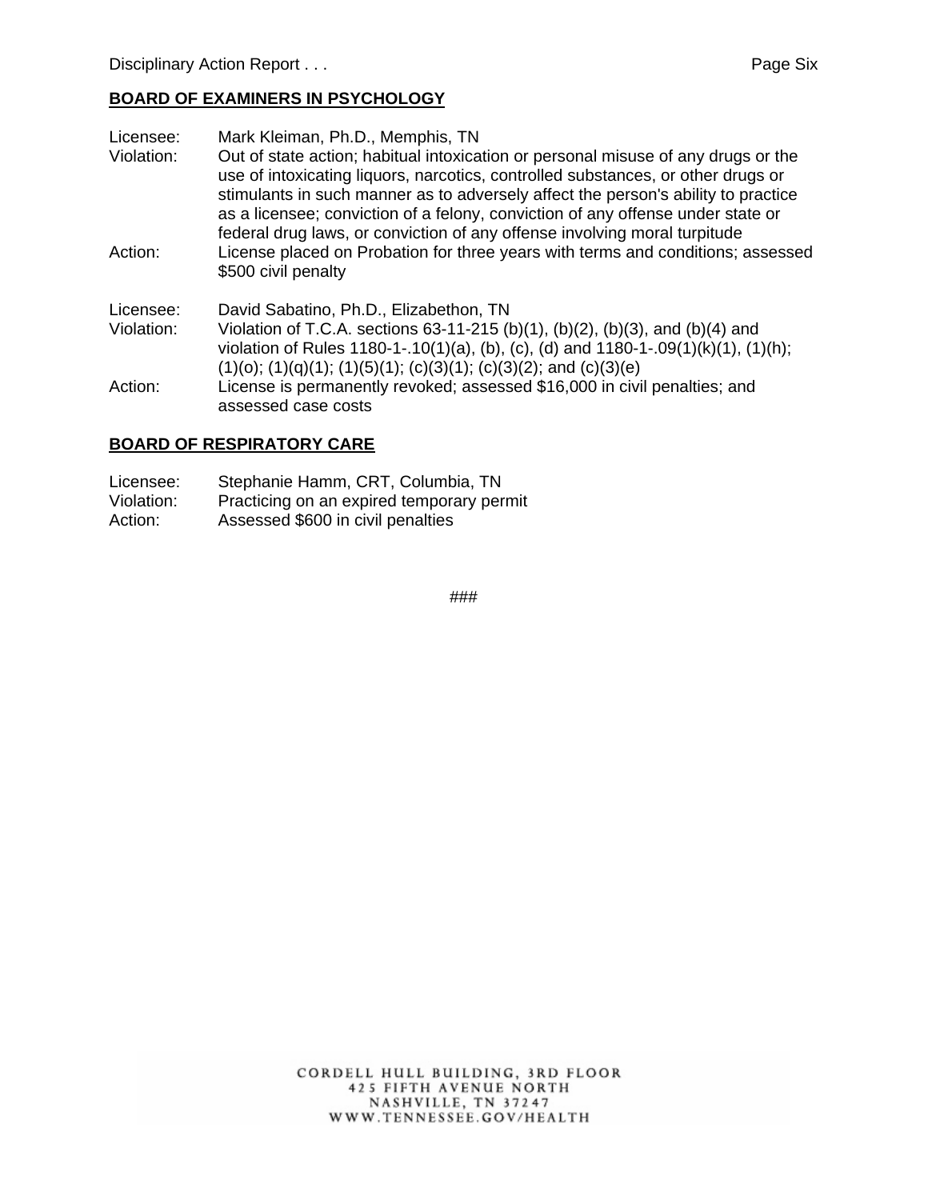**BOARD OF EXAMINERS IN PSYCHOLOGY**

Licensee: Mark Kleiman, Ph.D., Memphis, TN
Violation: Out of state action; habitual intoxication or personal misuse of any drugs or the use of intoxicating liquors, narcotics, controlled substances, or other drugs or stimulants in such manner as to adversely affect the person's ability to practice as a licensee; conviction of a felony, conviction of any offense under state or federal drug laws, or conviction of any offense involving moral turpitude
Action: License placed on Probation for three years with terms and conditions; assessed $500 civil penalty

Licensee: David Sabatino, Ph.D., Elizabethon, TN
Violation: Violation of T.C.A. sections 63-11-215 (b)(1), (b)(2), (b)(3), and (b)(4) and violation of Rules 1180-1-.10(1)(a), (b), (c), (d) and 1180-1-.09(1)(k)(1), (1)(h); (1)(o); (1)(q)(1); (1)(5)(1); (c)(3)(1); (c)(3)(2); and (c)(3)(e)
Action: License is permanently revoked; assessed $16,000 in civil penalties; and assessed case costs

**BOARD OF RESPIRATORY CARE**

Licensee: Stephanie Hamm, CRT, Columbia, TN
Violation: Practicing on an expired temporary permit
Action: Assessed $600 in civil penalties

###

CORDELL HULL BUILDING, 3RD FLOOR
425 FIFTH AVENUE NORTH
NASHVILLE, TN 37247
WWW.TENNESSEE.GOV/HEALTH